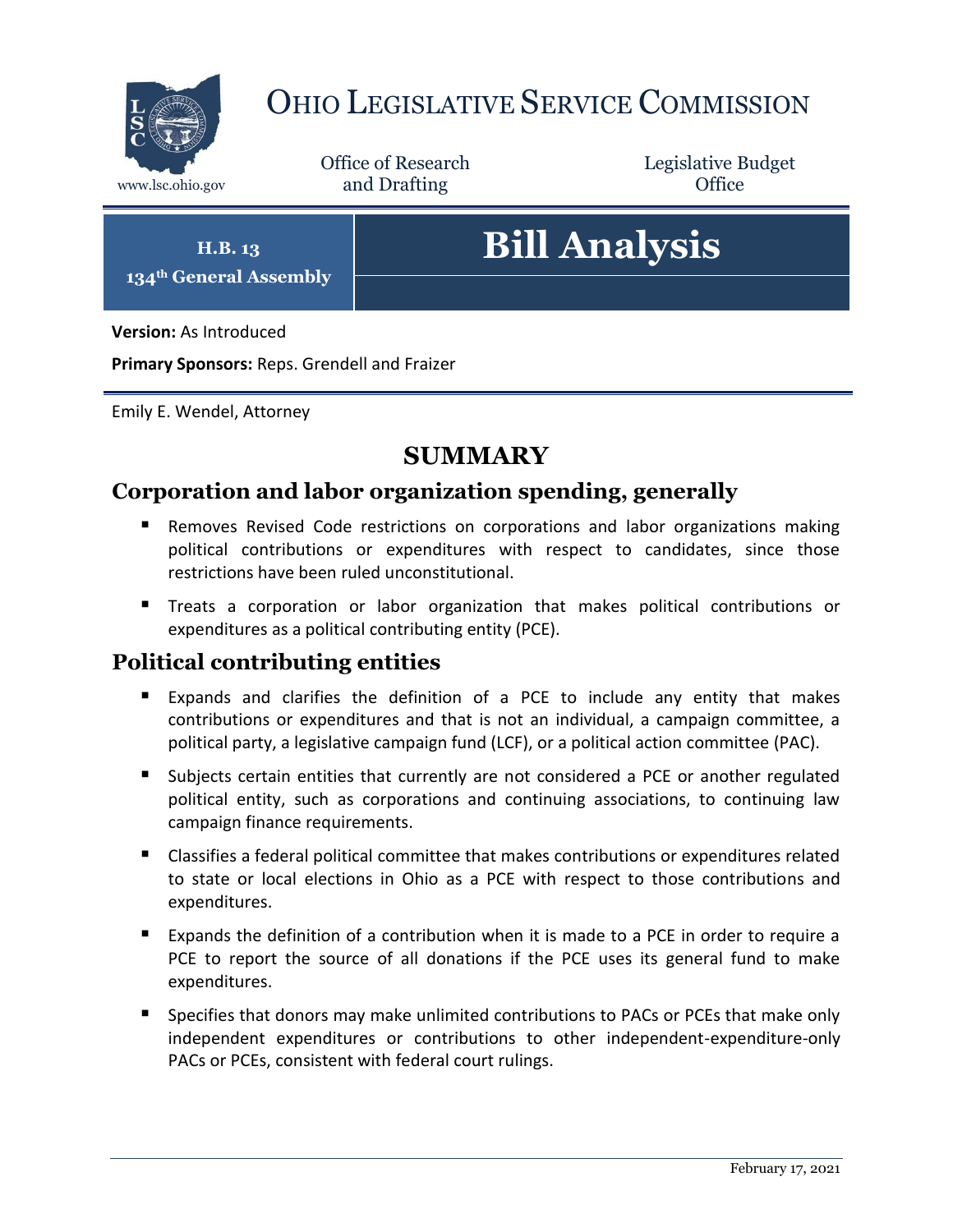# Ohio Legislative Service Commission

www.lsc.ohio.gov

Office of Research and Drafting

Legislative Budget Office

**H.B. 13**
**134th General Assembly**

# Bill Analysis

**Version:** As Introduced

**Primary Sponsors:** Reps. Grendell and Fraizer

Emily E. Wendel, Attorney

## SUMMARY

### Corporation and labor organization spending, generally

- Removes Revised Code restrictions on corporations and labor organizations making political contributions or expenditures with respect to candidates, since those restrictions have been ruled unconstitutional.
- Treats a corporation or labor organization that makes political contributions or expenditures as a political contributing entity (PCE).

### Political contributing entities

- Expands and clarifies the definition of a PCE to include any entity that makes contributions or expenditures and that is not an individual, a campaign committee, a political party, a legislative campaign fund (LCF), or a political action committee (PAC).
- Subjects certain entities that currently are not considered a PCE or another regulated political entity, such as corporations and continuing associations, to continuing law campaign finance requirements.
- Classifies a federal political committee that makes contributions or expenditures related to state or local elections in Ohio as a PCE with respect to those contributions and expenditures.
- Expands the definition of a contribution when it is made to a PCE in order to require a PCE to report the source of all donations if the PCE uses its general fund to make expenditures.
- Specifies that donors may make unlimited contributions to PACs or PCEs that make only independent expenditures or contributions to other independent-expenditure-only PACs or PCEs, consistent with federal court rulings.

February 17, 2021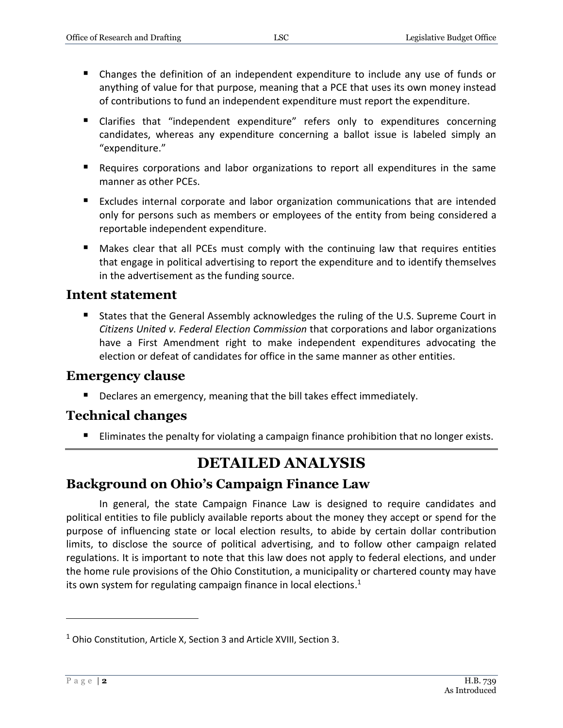- Changes the definition of an independent expenditure to include any use of funds or anything of value for that purpose, meaning that a PCE that uses its own money instead of contributions to fund an independent expenditure must report the expenditure.
- Clarifies that "independent expenditure" refers only to expenditures concerning candidates, whereas any expenditure concerning a ballot issue is labeled simply an "expenditure."
- Requires corporations and labor organizations to report all expenditures in the same manner as other PCEs.
- Excludes internal corporate and labor organization communications that are intended only for persons such as members or employees of the entity from being considered a reportable independent expenditure.
- Makes clear that all PCEs must comply with the continuing law that requires entities that engage in political advertising to report the expenditure and to identify themselves in the advertisement as the funding source.

## Intent statement

- States that the General Assembly acknowledges the ruling of the U.S. Supreme Court in *Citizens United v. Federal Election Commission* that corporations and labor organizations have a First Amendment right to make independent expenditures advocating the election or defeat of candidates for office in the same manner as other entities.

## Emergency clause

- Declares an emergency, meaning that the bill takes effect immediately.

## Technical changes

- Eliminates the penalty for violating a campaign finance prohibition that no longer exists.

# DETAILED ANALYSIS

## Background on Ohio's Campaign Finance Law

In general, the state Campaign Finance Law is designed to require candidates and political entities to file publicly available reports about the money they accept or spend for the purpose of influencing state or local election results, to abide by certain dollar contribution limits, to disclose the source of political advertising, and to follow other campaign related regulations. It is important to note that this law does not apply to federal elections, and under the home rule provisions of the Ohio Constitution, a municipality or chartered county may have its own system for regulating campaign finance in local elections.[1]

[1] Ohio Constitution, Article X, Section 3 and Article XVIII, Section 3.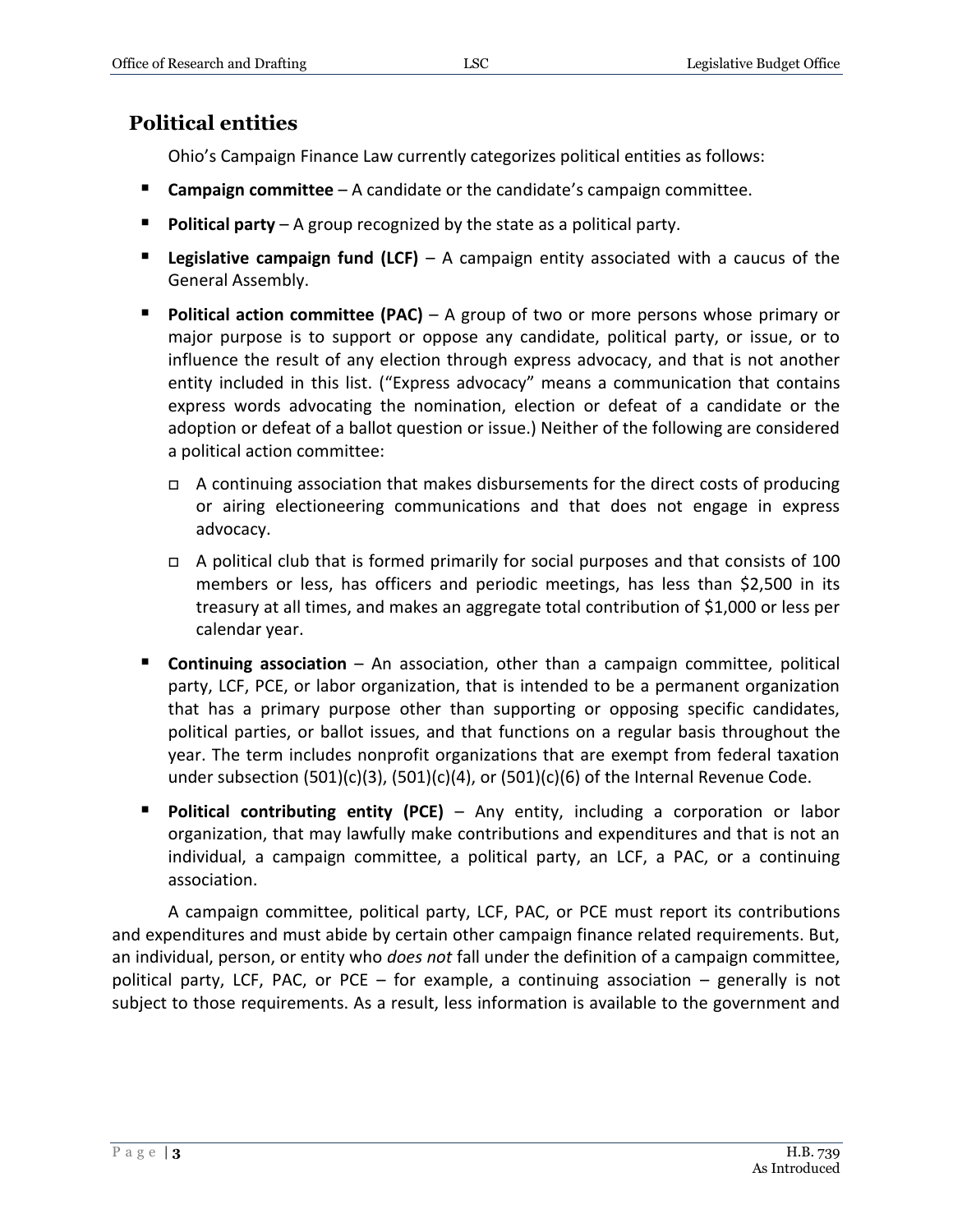## Political entities

Ohio's Campaign Finance Law currently categorizes political entities as follows:

- **Campaign committee** – A candidate or the candidate's campaign committee.
- **Political party** – A group recognized by the state as a political party.
- **Legislative campaign fund (LCF)** – A campaign entity associated with a caucus of the General Assembly.
- **Political action committee (PAC)** – A group of two or more persons whose primary or major purpose is to support or oppose any candidate, political party, or issue, or to influence the result of any election through express advocacy, and that is not another entity included in this list. ("Express advocacy" means a communication that contains express words advocating the nomination, election or defeat of a candidate or the adoption or defeat of a ballot question or issue.) Neither of the following are considered a political action committee:
  - A continuing association that makes disbursements for the direct costs of producing or airing electioneering communications and that does not engage in express advocacy.
  - A political club that is formed primarily for social purposes and that consists of 100 members or less, has officers and periodic meetings, has less than $2,500 in its treasury at all times, and makes an aggregate total contribution of $1,000 or less per calendar year.
- **Continuing association** – An association, other than a campaign committee, political party, LCF, PCE, or labor organization, that is intended to be a permanent organization that has a primary purpose other than supporting or opposing specific candidates, political parties, or ballot issues, and that functions on a regular basis throughout the year. The term includes nonprofit organizations that are exempt from federal taxation under subsection (501)(c)(3), (501)(c)(4), or (501)(c)(6) of the Internal Revenue Code.
- **Political contributing entity (PCE)** – Any entity, including a corporation or labor organization, that may lawfully make contributions and expenditures and that is not an individual, a campaign committee, a political party, an LCF, a PAC, or a continuing association.

A campaign committee, political party, LCF, PAC, or PCE must report its contributions and expenditures and must abide by certain other campaign finance related requirements. But, an individual, person, or entity who *does not* fall under the definition of a campaign committee, political party, LCF, PAC, or PCE – for example, a continuing association – generally is not subject to those requirements. As a result, less information is available to the government and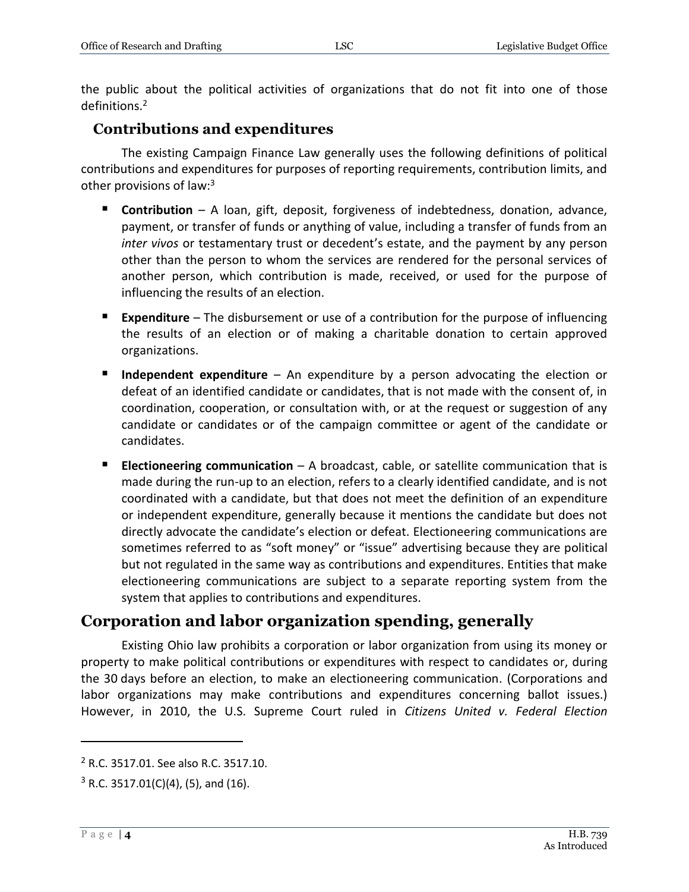the public about the political activities of organizations that do not fit into one of those definitions.[2]

### Contributions and expenditures

The existing Campaign Finance Law generally uses the following definitions of political contributions and expenditures for purposes of reporting requirements, contribution limits, and other provisions of law:[3]

- **Contribution** – A loan, gift, deposit, forgiveness of indebtedness, donation, advance, payment, or transfer of funds or anything of value, including a transfer of funds from an *inter vivos* or testamentary trust or decedent's estate, and the payment by any person other than the person to whom the services are rendered for the personal services of another person, which contribution is made, received, or used for the purpose of influencing the results of an election.
- **Expenditure** – The disbursement or use of a contribution for the purpose of influencing the results of an election or of making a charitable donation to certain approved organizations.
- **Independent expenditure** – An expenditure by a person advocating the election or defeat of an identified candidate or candidates, that is not made with the consent of, in coordination, cooperation, or consultation with, or at the request or suggestion of any candidate or candidates or of the campaign committee or agent of the candidate or candidates.
- **Electioneering communication** – A broadcast, cable, or satellite communication that is made during the run-up to an election, refers to a clearly identified candidate, and is not coordinated with a candidate, but that does not meet the definition of an expenditure or independent expenditure, generally because it mentions the candidate but does not directly advocate the candidate's election or defeat. Electioneering communications are sometimes referred to as "soft money" or "issue" advertising because they are political but not regulated in the same way as contributions and expenditures. Entities that make electioneering communications are subject to a separate reporting system from the system that applies to contributions and expenditures.

## Corporation and labor organization spending, generally

Existing Ohio law prohibits a corporation or labor organization from using its money or property to make political contributions or expenditures with respect to candidates or, during the 30 days before an election, to make an electioneering communication. (Corporations and labor organizations may make contributions and expenditures concerning ballot issues.) However, in 2010, the U.S. Supreme Court ruled in *Citizens United v. Federal Election*

---

[2] R.C. 3517.01. See also R.C. 3517.10.

[3] R.C. 3517.01(C)(4), (5), and (16).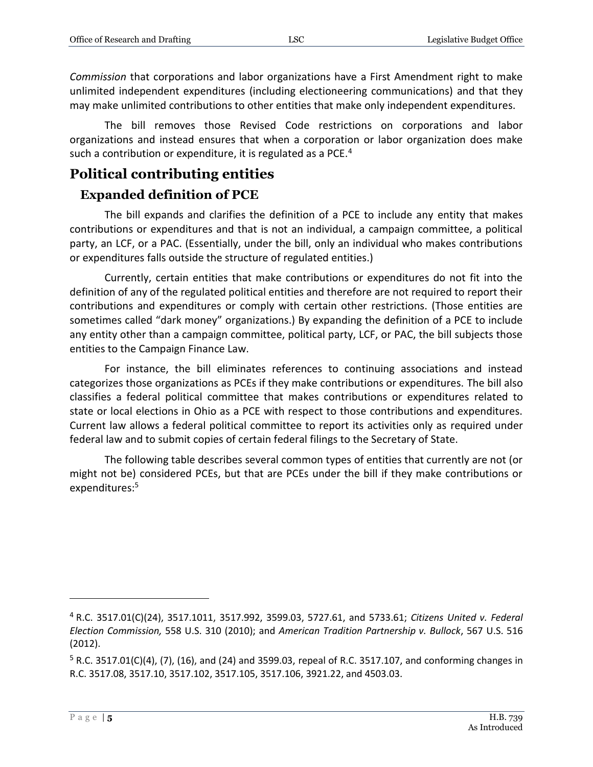*Commission* that corporations and labor organizations have a First Amendment right to make unlimited independent expenditures (including electioneering communications) and that they may make unlimited contributions to other entities that make only independent expenditures.

The bill removes those Revised Code restrictions on corporations and labor organizations and instead ensures that when a corporation or labor organization does make such a contribution or expenditure, it is regulated as a PCE.[4]

## Political contributing entities

### Expanded definition of PCE

The bill expands and clarifies the definition of a PCE to include any entity that makes contributions or expenditures and that is not an individual, a campaign committee, a political party, an LCF, or a PAC. (Essentially, under the bill, only an individual who makes contributions or expenditures falls outside the structure of regulated entities.)

Currently, certain entities that make contributions or expenditures do not fit into the definition of any of the regulated political entities and therefore are not required to report their contributions and expenditures or comply with certain other restrictions. (Those entities are sometimes called "dark money" organizations.) By expanding the definition of a PCE to include any entity other than a campaign committee, political party, LCF, or PAC, the bill subjects those entities to the Campaign Finance Law.

For instance, the bill eliminates references to continuing associations and instead categorizes those organizations as PCEs if they make contributions or expenditures. The bill also classifies a federal political committee that makes contributions or expenditures related to state or local elections in Ohio as a PCE with respect to those contributions and expenditures. Current law allows a federal political committee to report its activities only as required under federal law and to submit copies of certain federal filings to the Secretary of State.

The following table describes several common types of entities that currently are not (or might not be) considered PCEs, but that are PCEs under the bill if they make contributions or expenditures:[5]

---

[4] R.C. 3517.01(C)(24), 3517.1011, 3517.992, 3599.03, 5727.61, and 5733.61; *Citizens United v. Federal Election Commission,* 558 U.S. 310 (2010); and *American Tradition Partnership v. Bullock*, 567 U.S. 516 (2012).

[5] R.C. 3517.01(C)(4), (7), (16), and (24) and 3599.03, repeal of R.C. 3517.107, and conforming changes in R.C. 3517.08, 3517.10, 3517.102, 3517.105, 3517.106, 3921.22, and 4503.03.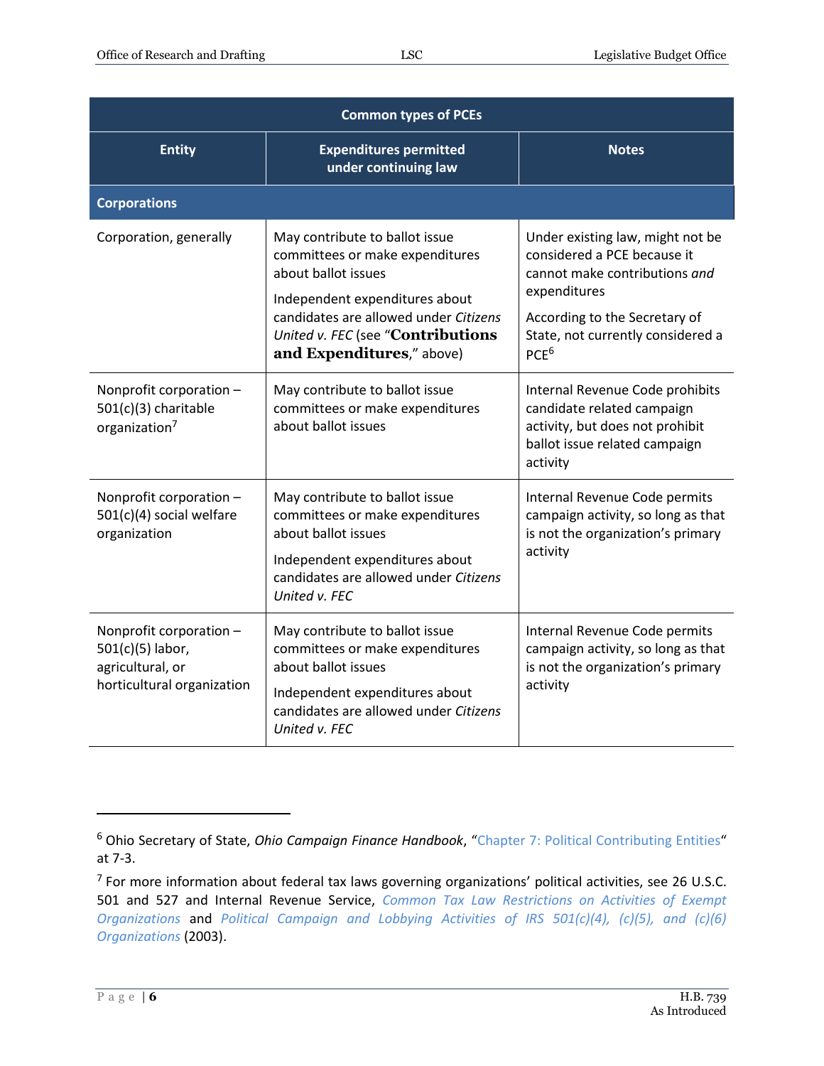| Common types of PCEs | | |
|---|---|---|
| **Entity** | **Expenditures permitted under continuing law** | **Notes** |
| **Corporations** | | |
| Corporation, generally | May contribute to ballot issue committees or make expenditures about ballot issues<br><br>Independent expenditures about candidates are allowed under *Citizens United v. FEC* (see "**Contributions and Expenditures**," above) | Under existing law, might not be considered a PCE because it cannot make contributions *and* expenditures<br><br>According to the Secretary of State, not currently considered a PCE[6] |
| Nonprofit corporation – 501(c)(3) charitable organization[7] | May contribute to ballot issue committees or make expenditures about ballot issues | Internal Revenue Code prohibits candidate related campaign activity, but does not prohibit ballot issue related campaign activity |
| Nonprofit corporation – 501(c)(4) social welfare organization | May contribute to ballot issue committees or make expenditures about ballot issues<br><br>Independent expenditures about candidates are allowed under *Citizens United v. FEC* | Internal Revenue Code permits campaign activity, so long as that is not the organization's primary activity |
| Nonprofit corporation – 501(c)(5) labor, agricultural, or horticultural organization | May contribute to ballot issue committees or make expenditures about ballot issues<br><br>Independent expenditures about candidates are allowed under *Citizens United v. FEC* | Internal Revenue Code permits campaign activity, so long as that is not the organization's primary activity |

---

[6] Ohio Secretary of State, *Ohio Campaign Finance Handbook*, "Chapter 7: Political Contributing Entities" at 7-3.

[7] For more information about federal tax laws governing organizations' political activities, see 26 U.S.C. 501 and 527 and Internal Revenue Service, *Common Tax Law Restrictions on Activities of Exempt Organizations* and *Political Campaign and Lobbying Activities of IRS 501(c)(4), (c)(5), and (c)(6) Organizations* (2003).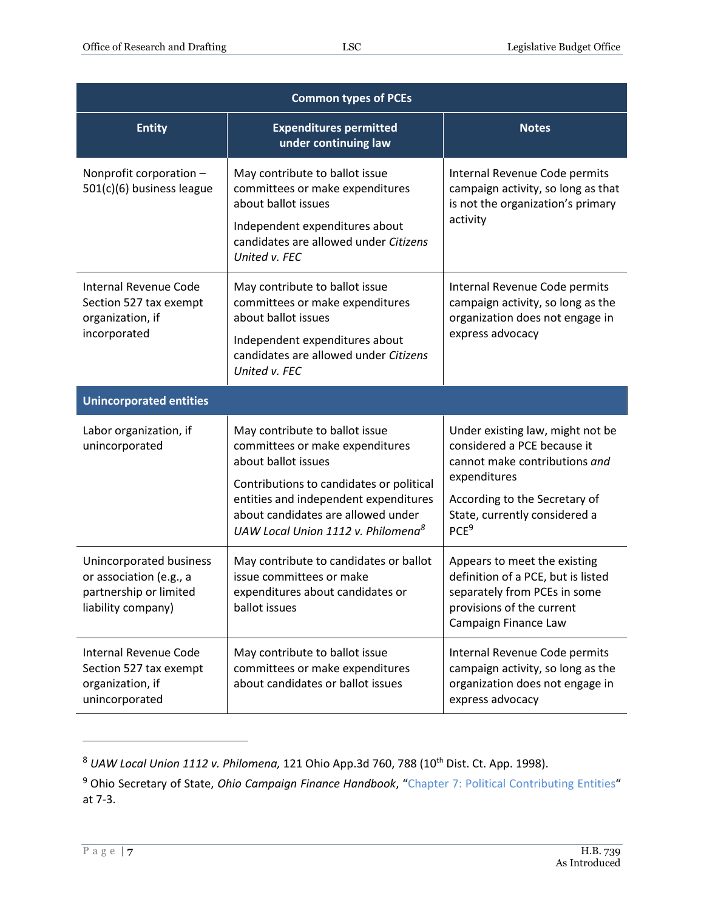| Common types of PCEs | | |
|---|---|---|
| **Entity** | **Expenditures permitted under continuing law** | **Notes** |
| Nonprofit corporation – 501(c)(6) business league | May contribute to ballot issue committees or make expenditures about ballot issues<br>Independent expenditures about candidates are allowed under *Citizens United v. FEC* | Internal Revenue Code permits campaign activity, so long as that is not the organization's primary activity |
| Internal Revenue Code Section 527 tax exempt organization, if incorporated | May contribute to ballot issue committees or make expenditures about ballot issues<br>Independent expenditures about candidates are allowed under *Citizens United v. FEC* | Internal Revenue Code permits campaign activity, so long as the organization does not engage in express advocacy |
| **Unincorporated entities** | | |
| Labor organization, if unincorporated | May contribute to ballot issue committees or make expenditures about ballot issues<br>Contributions to candidates or political entities and independent expenditures about candidates are allowed under *UAW Local Union 1112 v. Philomena*[8] | Under existing law, might not be considered a PCE because it cannot make contributions *and* expenditures<br>According to the Secretary of State, currently considered a PCE[9] |
| Unincorporated business or association (e.g., a partnership or limited liability company) | May contribute to candidates or ballot issue committees or make expenditures about candidates or ballot issues | Appears to meet the existing definition of a PCE, but is listed separately from PCEs in some provisions of the current Campaign Finance Law |
| Internal Revenue Code Section 527 tax exempt organization, if unincorporated | May contribute to ballot issue committees or make expenditures about candidates or ballot issues | Internal Revenue Code permits campaign activity, so long as the organization does not engage in express advocacy |

---

[8] *UAW Local Union 1112 v. Philomena,* 121 Ohio App.3d 760, 788 (10th Dist. Ct. App. 1998).

[9] Ohio Secretary of State, *Ohio Campaign Finance Handbook*, "Chapter 7: Political Contributing Entities" at 7-3.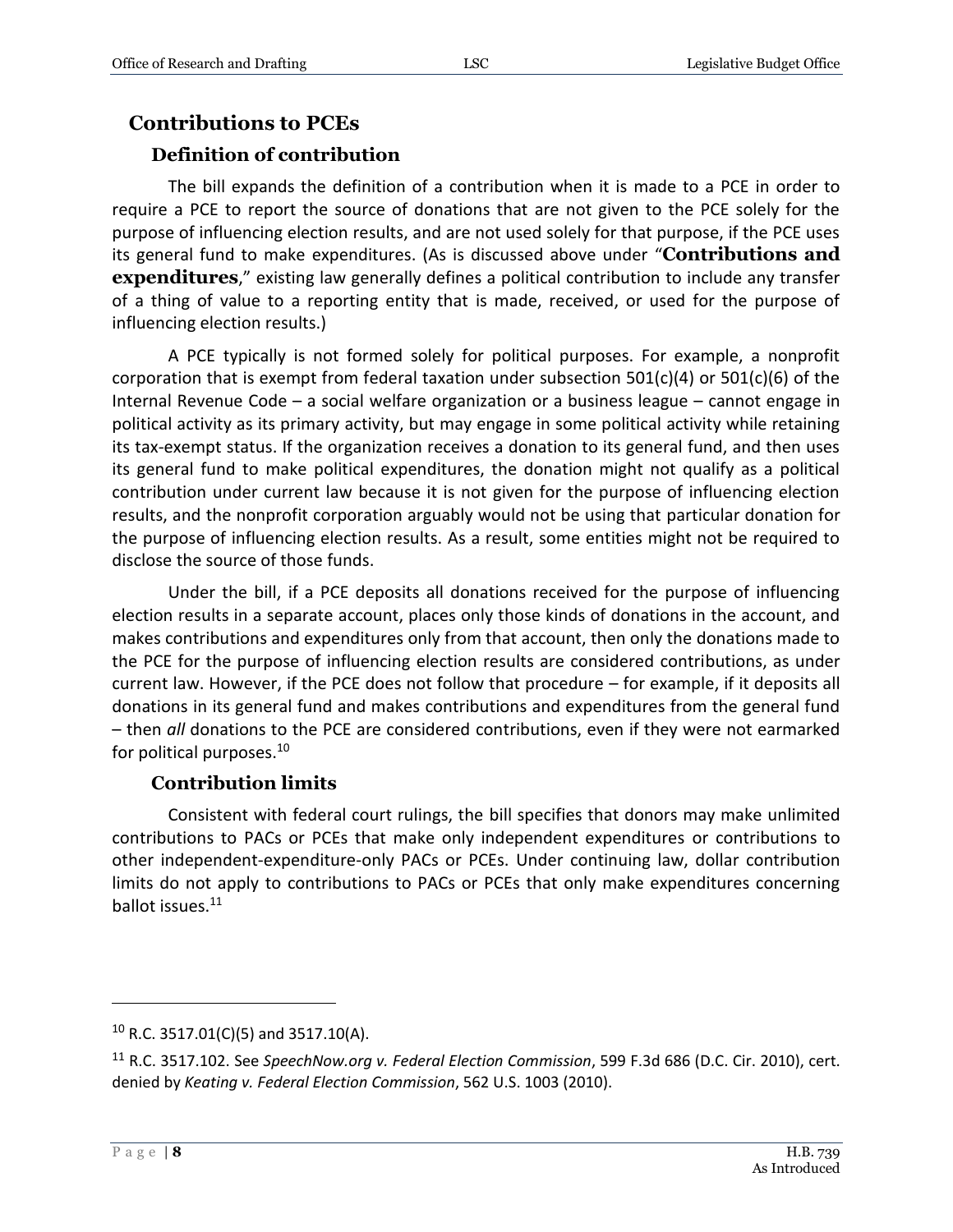## Contributions to PCEs

### Definition of contribution

The bill expands the definition of a contribution when it is made to a PCE in order to require a PCE to report the source of donations that are not given to the PCE solely for the purpose of influencing election results, and are not used solely for that purpose, if the PCE uses its general fund to make expenditures. (As is discussed above under "**Contributions and expenditures**," existing law generally defines a political contribution to include any transfer of a thing of value to a reporting entity that is made, received, or used for the purpose of influencing election results.)

A PCE typically is not formed solely for political purposes. For example, a nonprofit corporation that is exempt from federal taxation under subsection 501(c)(4) or 501(c)(6) of the Internal Revenue Code – a social welfare organization or a business league – cannot engage in political activity as its primary activity, but may engage in some political activity while retaining its tax-exempt status. If the organization receives a donation to its general fund, and then uses its general fund to make political expenditures, the donation might not qualify as a political contribution under current law because it is not given for the purpose of influencing election results, and the nonprofit corporation arguably would not be using that particular donation for the purpose of influencing election results. As a result, some entities might not be required to disclose the source of those funds.

Under the bill, if a PCE deposits all donations received for the purpose of influencing election results in a separate account, places only those kinds of donations in the account, and makes contributions and expenditures only from that account, then only the donations made to the PCE for the purpose of influencing election results are considered contributions, as under current law. However, if the PCE does not follow that procedure – for example, if it deposits all donations in its general fund and makes contributions and expenditures from the general fund – then *all* donations to the PCE are considered contributions, even if they were not earmarked for political purposes.[10]

### Contribution limits

Consistent with federal court rulings, the bill specifies that donors may make unlimited contributions to PACs or PCEs that make only independent expenditures or contributions to other independent-expenditure-only PACs or PCEs. Under continuing law, dollar contribution limits do not apply to contributions to PACs or PCEs that only make expenditures concerning ballot issues.[11]

---

[10] R.C. 3517.01(C)(5) and 3517.10(A).

[11] R.C. 3517.102. See *SpeechNow.org v. Federal Election Commission*, 599 F.3d 686 (D.C. Cir. 2010), cert. denied by *Keating v. Federal Election Commission*, 562 U.S. 1003 (2010).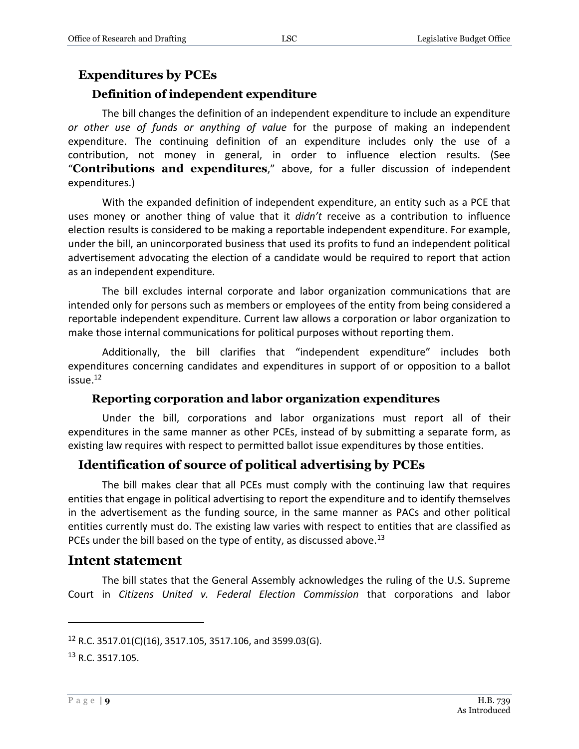## Expenditures by PCEs

### Definition of independent expenditure

The bill changes the definition of an independent expenditure to include an expenditure *or other use of funds or anything of value* for the purpose of making an independent expenditure. The continuing definition of an expenditure includes only the use of a contribution, not money in general, in order to influence election results. (See "**Contributions and expenditures**," above, for a fuller discussion of independent expenditures.)

With the expanded definition of independent expenditure, an entity such as a PCE that uses money or another thing of value that it *didn't* receive as a contribution to influence election results is considered to be making a reportable independent expenditure. For example, under the bill, an unincorporated business that used its profits to fund an independent political advertisement advocating the election of a candidate would be required to report that action as an independent expenditure.

The bill excludes internal corporate and labor organization communications that are intended only for persons such as members or employees of the entity from being considered a reportable independent expenditure. Current law allows a corporation or labor organization to make those internal communications for political purposes without reporting them.

Additionally, the bill clarifies that "independent expenditure" includes both expenditures concerning candidates and expenditures in support of or opposition to a ballot issue.[12]

### Reporting corporation and labor organization expenditures

Under the bill, corporations and labor organizations must report all of their expenditures in the same manner as other PCEs, instead of by submitting a separate form, as existing law requires with respect to permitted ballot issue expenditures by those entities.

## Identification of source of political advertising by PCEs

The bill makes clear that all PCEs must comply with the continuing law that requires entities that engage in political advertising to report the expenditure and to identify themselves in the advertisement as the funding source, in the same manner as PACs and other political entities currently must do. The existing law varies with respect to entities that are classified as PCEs under the bill based on the type of entity, as discussed above.[13]

# Intent statement

The bill states that the General Assembly acknowledges the ruling of the U.S. Supreme Court in *Citizens United v. Federal Election Commission* that corporations and labor

---

[12] R.C. 3517.01(C)(16), 3517.105, 3517.106, and 3599.03(G).

[13] R.C. 3517.105.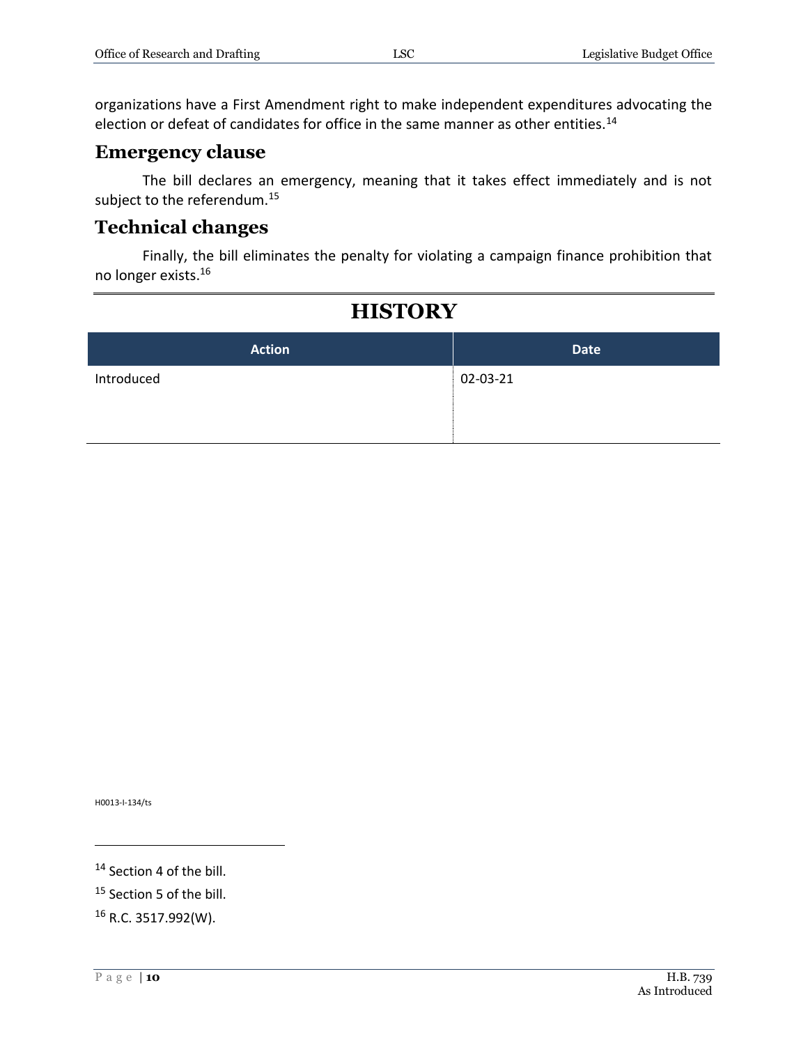organizations have a First Amendment right to make independent expenditures advocating the election or defeat of candidates for office in the same manner as other entities.[14]

## Emergency clause

The bill declares an emergency, meaning that it takes effect immediately and is not subject to the referendum.[15]

## Technical changes

Finally, the bill eliminates the penalty for violating a campaign finance prohibition that no longer exists.[16]

# HISTORY

| Action | Date |
|---|---|
| Introduced | 02-03-21 |

H0013-I-134/ts

[14] Section 4 of the bill.

[15] Section 5 of the bill.

[16] R.C. 3517.992(W).